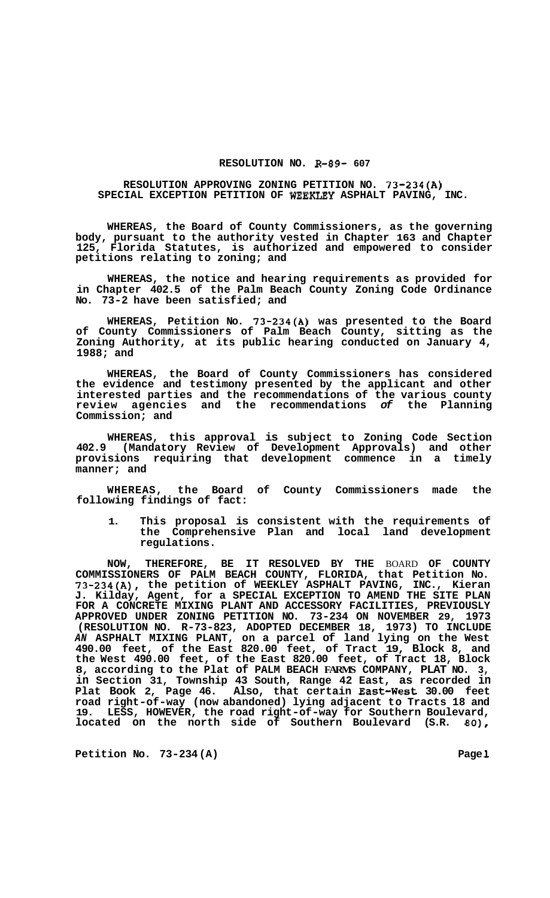# RESOLUTION NO. R-89- 607

## RESOLUTION APPROVING ZONING PETITION NO. 73-234(A) SPECIAL EXCEPTION PETITION OF WEEKLEY ASPHALT PAVING, INC.

**WHEREAS, the Board of County Commissioners, as the governing body, pursuant to the authority vested in Chapter 163 and Chapter 125, Florida Statutes, is authorized and empowered to consider petitions relating to zoning; and**

**WHEREAS, the notice and hearing requirements as provided for in Chapter 402.5 of the Palm Beach County Zoning Code Ordinance No. 73-2 have been satisfied; and**

**WHEREAS, Petition No. 73-234(A) was presented to the Board of County Commissioners of Palm Beach County, sitting as the Zoning Authority, at its public hearing conducted on January 4, 1988; and**

**WHEREAS, the Board of County Commissioners has considered the evidence and testimony presented by the applicant and other interested parties and the recommendations of the various county review agencies and the recommendations *of* the Planning Commission; and**

**WHEREAS, this approval is subject to Zoning Code Section 402.9 (Mandatory Review of Development Approvals) and other provisions requiring that development commence in a timely manner; and**

**WHEREAS, the Board of County Commissioners made the following findings of fact:**

1. **This proposal is consistent with the requirements of the Comprehensive Plan and local land development regulations.**

**NOW, THEREFORE, BE IT RESOLVED BY THE BOARD OF COUNTY COMMISSIONERS OF PALM BEACH COUNTY, FLORIDA, that Petition No. 73-234(A), the petition of WEEKLEY ASPHALT PAVING, INC., Kieran J. Kilday, Agent, for a SPECIAL EXCEPTION TO AMEND THE SITE PLAN FOR A CONCRETE MIXING PLANT AND ACCESSORY FACILITIES, PREVIOUSLY APPROVED UNDER ZONING PETITION NO. 73-234 ON NOVEMBER 29, 1973 (RESOLUTION NO. R-73-823, ADOPTED DECEMBER 18, 1973) TO INCLUDE *AN* ASPHALT MIXING PLANT, on a parcel of land lying on the West 490.00 feet, of the East 820.00 feet, of Tract 19, Block 8, and the West 490.00 feet, of the East 820.00 feet, of Tract 18, Block 8, according to the Plat of PALM BEACH FARMS COMPANY, PLAT NO. 3, in Section 31, Township 43 South, Range 42 East, as recorded in Plat Book 2, Page 46. Also, that certain East-West 30.00 feet road right-of-way (now abandoned) lying adjacent to Tracts 18 and 19. LESS, HOWEVER, the road right-of-way for Southern Boulevard, located on the north side of Southern Boulevard (S.R. 80),**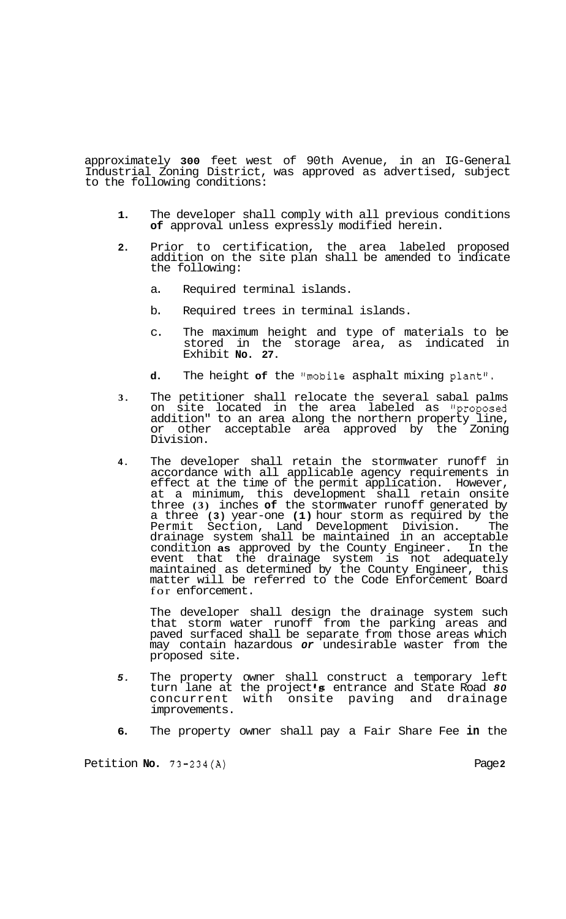approximately 300 feet west of 90th Avenue, in an IG-General Industrial Zoning District, was approved as advertised, subject to the following conditions:

1. The developer shall comply with all previous conditions of approval unless expressly modified herein.

2. Prior to certification, the area labeled proposed addition on the site plan shall be amended to indicate the following:

   a. Required terminal islands.

   b. Required trees in terminal islands.

   c. The maximum height and type of materials to be stored in the storage area, as indicated in Exhibit No. 27.

   d. The height of the "mobile asphalt mixing plant".

3. The petitioner shall relocate the several sabal palms on site located in the area labeled as "proposed addition" to an area along the northern property line, or other acceptable area approved by the Zoning Division.

4. The developer shall retain the stormwater runoff in accordance with all applicable agency requirements in effect at the time of the permit application. However, at a minimum, this development shall retain onsite three (3) inches of the stormwater runoff generated by a three (3) year-one (1) hour storm as required by the Permit Section, Land Development Division. The drainage system shall be maintained in an acceptable condition as approved by the County Engineer. In the event that the drainage system is not adequately maintained as determined by the County Engineer, this matter will be referred to the Code Enforcement Board for enforcement.

   The developer shall design the drainage system such that storm water runoff from the parking areas and paved surfaced shall be separate from those areas which may contain hazardous or undesirable waster from the proposed site.

5. The property owner shall construct a temporary left turn lane at the project's entrance and State Road 80 concurrent with onsite paving and drainage improvements.

6. The property owner shall pay a Fair Share Fee in the

Petition No. 73-234(A)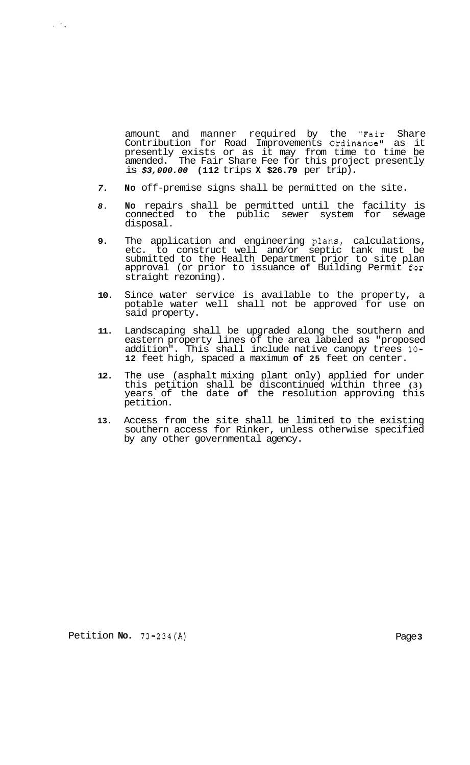amount and manner required by the "Fair Share Contribution for Road Improvements Ordinance" as it presently exists or as it may from time to time be amended. The Fair Share Fee for this project presently is ***$3,000.00*** **(112** trips **X $26.79** per trip).

7. **No** off-premise signs shall be permitted on the site.

8. **No** repairs shall be permitted until the facility is connected to the public sewer system for sewage disposal.

9. The application and engineering plans, calculations, etc. to construct well and/or septic tank must be submitted to the Health Department prior to site plan approval (or prior to issuance **of** Building Permit for straight rezoning).

10. Since water service is available to the property, a potable water well shall not be approved for use on said property.

11. Landscaping shall be upgraded along the southern and eastern property lines of the area labeled as "proposed addition". This shall include native canopy trees 10-**12** feet high, spaced a maximum **of 25** feet on center.

12. The use (asphalt mixing plant only) applied for under this petition shall be discontinued within three **(3)** years of the date **of** the resolution approving this petition.

13. Access from the site shall be limited to the existing southern access for Rinker, unless otherwise specified by any other governmental agency.

Petition **No.** 73-234(A)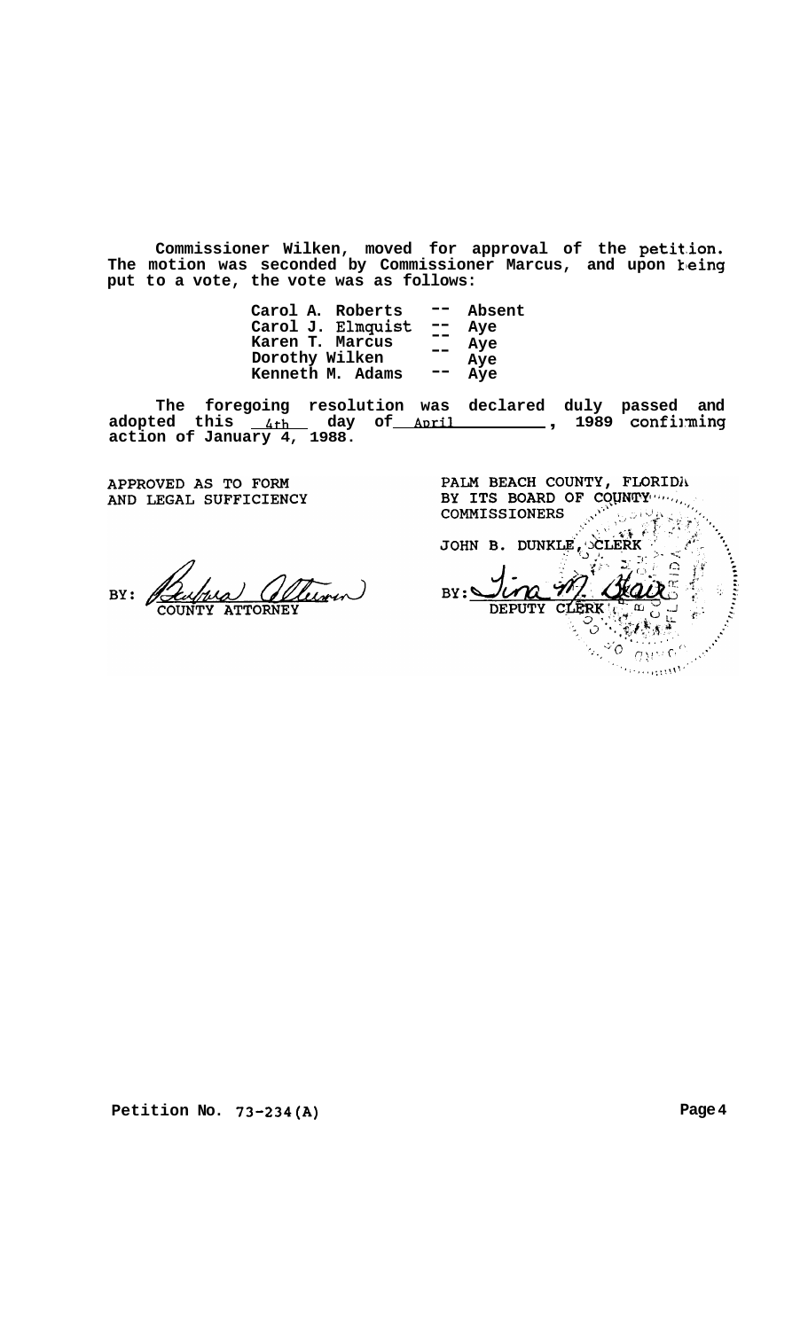Commissioner Wilken, moved for approval of the petition. The motion was seconded by Commissioner Marcus, and upon being put to a vote, the vote was as follows:

| | | |
|---|---|---|
| Carol A. Roberts | -- | Absent |
| Carol J. Elmquist | -- | Aye |
| Karen T. Marcus | -- | Aye |
| Dorothy Wilken | -- | Aye |
| Kenneth M. Adams | -- | Aye |

The foregoing resolution was declared duly passed and adopted this 4th day of April, 1989 confirming action of January 4, 1988.

APPROVED AS TO FORM
AND LEGAL SUFFICIENCY

BY: [signature]
COUNTY ATTORNEY

PALM BEACH COUNTY, FLORIDA
BY ITS BOARD OF COUNTY
COMMISSIONERS

JOHN B. DUNKLE, CLERK

BY: [signature]
DEPUTY CLERK

Petition No. 73-234(A)